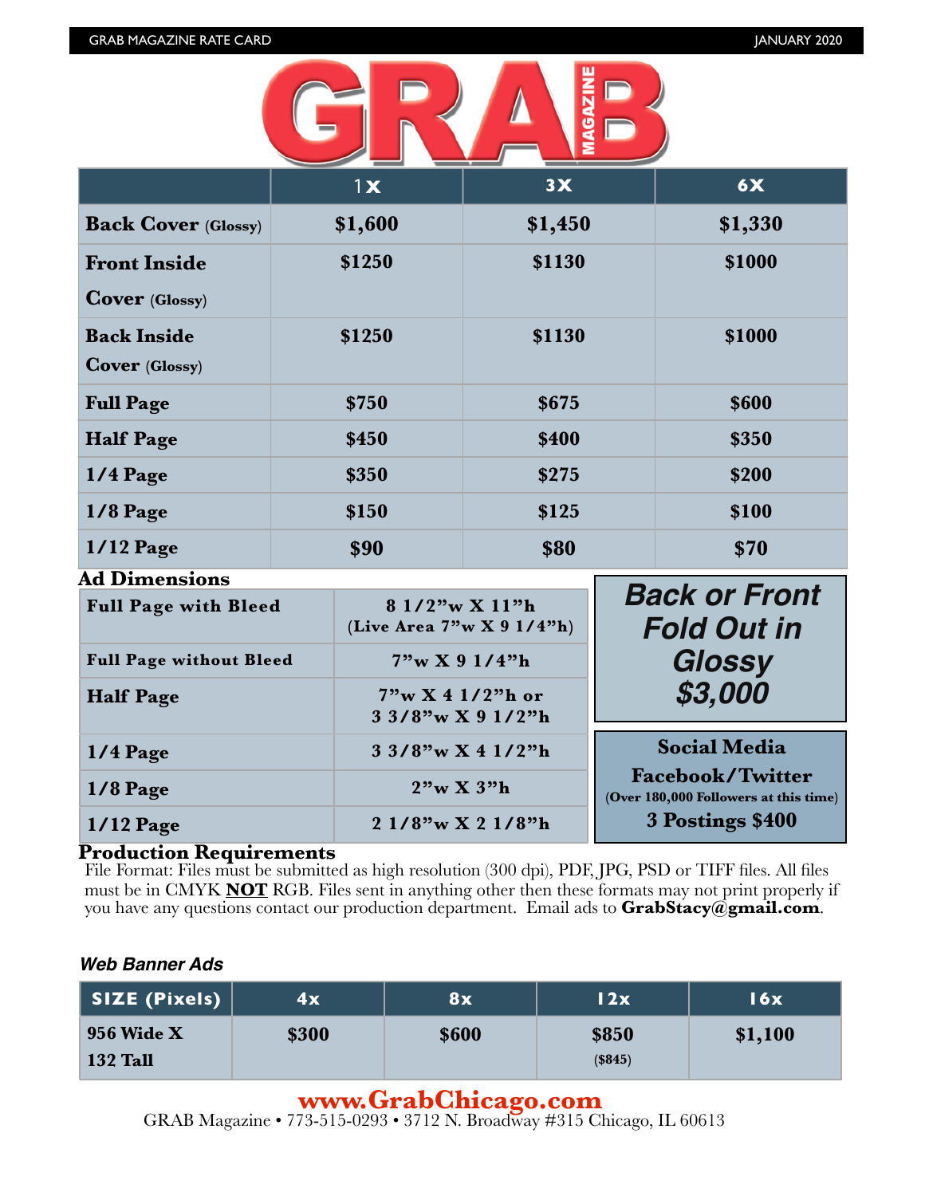# GRAB MAGAZINE

| | 1x | 3x | 6x |
|---|---|---|---|
| **Back Cover** (Glossy) | **$1,600** | **$1,450** | **$1,330** |
| **Front Inside Cover** (Glossy) | **$1250** | **$1130** | **$1000** |
| **Back Inside Cover** (Glossy) | **$1250** | **$1130** | **$1000** |
| **Full Page** | **$750** | **$675** | **$600** |
| **Half Page** | **$450** | **$400** | **$350** |
| **1/4 Page** | **$350** | **$275** | **$200** |
| **1/8 Page** | **$150** | **$125** | **$100** |
| **1/12 Page** | **$90** | **$80** | **$70** |

## Ad Dimensions

| | |
|---|---|
| **Full Page with Bleed** | **8 1/2"w X 11"h (Live Area 7"w X 9 1/4"h)** |
| **Full Page without Bleed** | **7"w X 9 1/4"h** |
| **Half Page** | **7"w X 4 1/2"h or 3 3/8"w X 9 1/2"h** |
| **1/4 Page** | **3 3/8"w X 4 1/2"h** |
| **1/8 Page** | **2"w X 3"h** |
| **1/12 Page** | **2 1/8"w X 2 1/8"h** |

***Back or Front Fold Out in Glossy $3,000***

**Social Media**
**Facebook/Twitter**
**(Over 180,000 Followers at this time)**
**3 Postings $400**

## Production Requirements

File Format: Files must be submitted as high resolution (300 dpi), PDF, JPG, PSD or TIFF files. All files must be in CMYK **NOT** RGB. Files sent in anything other then these formats may not print properly if you have any questions contact our production department. Email ads to **GrabStacy@gmail.com**.

### *Web Banner Ads*

| SIZE (Pixels) | 4x | 8x | 12x | 16x |
|---|---|---|---|---|
| **956 Wide X 132 Tall** | **$300** | **$600** | **$850** ($845) | **$1,100** |

**www.GrabChicago.com**
GRAB Magazine • 773-515-0293 • 3712 N. Broadway #315 Chicago, IL 60613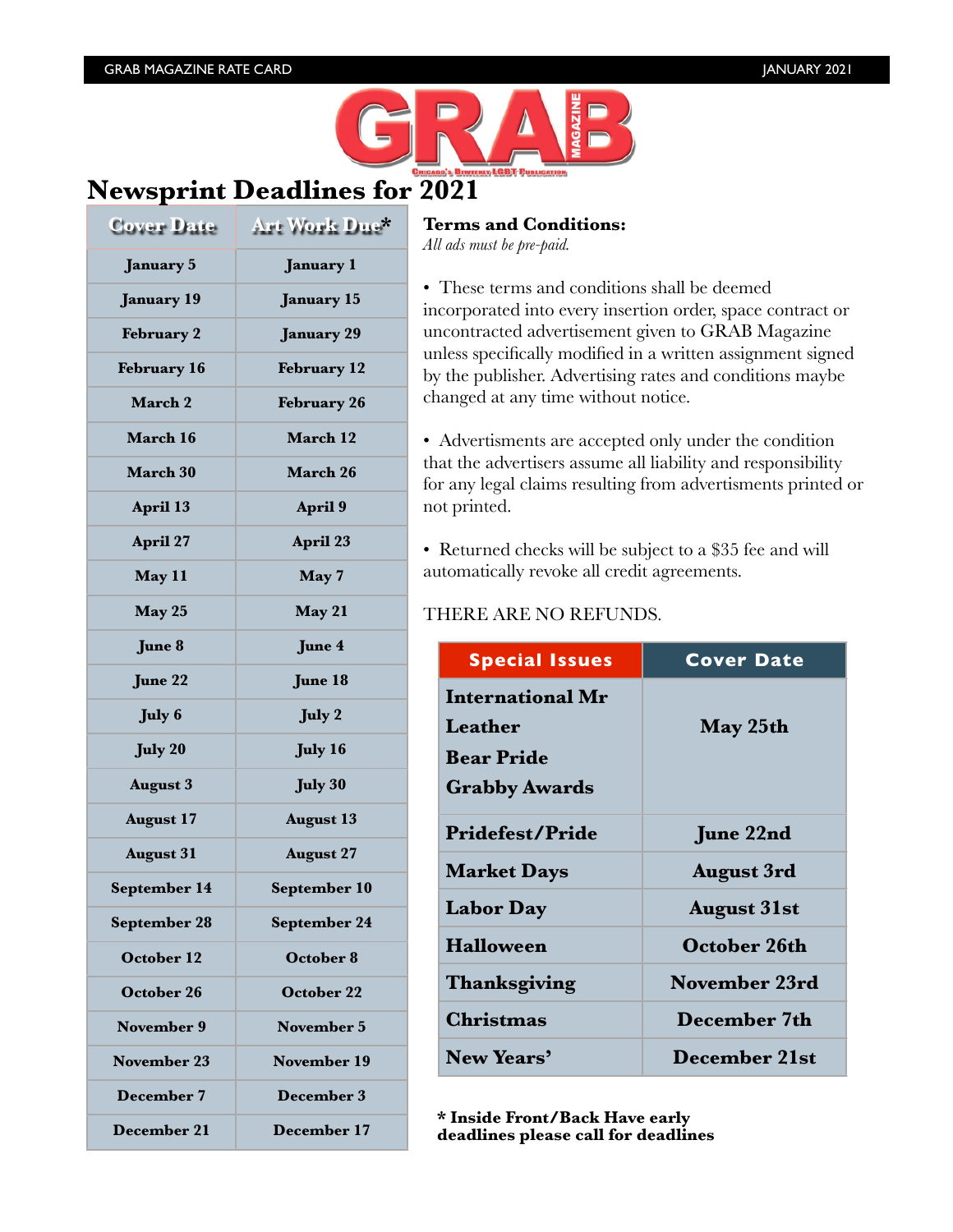# Newsprint Deadlines for 2021

| Cover Date | Art Work Due* |
|---|---|
| January 5 | January 1 |
| January 19 | January 15 |
| February 2 | January 29 |
| February 16 | February 12 |
| March 2 | February 26 |
| March 16 | March 12 |
| March 30 | March 26 |
| April 13 | April 9 |
| April 27 | April 23 |
| May 11 | May 7 |
| May 25 | May 21 |
| June 8 | June 4 |
| June 22 | June 18 |
| July 6 | July 2 |
| July 20 | July 16 |
| August 3 | July 30 |
| August 17 | August 13 |
| August 31 | August 27 |
| September 14 | September 10 |
| September 28 | September 24 |
| October 12 | October 8 |
| October 26 | October 22 |
| November 9 | November 5 |
| November 23 | November 19 |
| December 7 | December 3 |
| December 21 | December 17 |

**Terms and Conditions:**
*All ads must be pre-paid.*

- These terms and conditions shall be deemed incorporated into every insertion order, space contract or uncontracted advertisement given to GRAB Magazine unless specifically modified in a written assignment signed by the publisher. Advertising rates and conditions maybe changed at any time without notice.

- Advertisments are accepted only under the condition that the advertisers assume all liability and responsibility for any legal claims resulting from advertisments printed or not printed.

- Returned checks will be subject to a $35 fee and will automatically revoke all credit agreements.

THERE ARE NO REFUNDS.

| Special Issues | Cover Date |
|---|---|
| International Mr Leather<br>Bear Pride<br>Grabby Awards | May 25th |
| Pridefest/Pride | June 22nd |
| Market Days | August 3rd |
| Labor Day | August 31st |
| Halloween | October 26th |
| Thanksgiving | November 23rd |
| Christmas | December 7th |
| New Years' | December 21st |

**\* Inside Front/Back Have early deadlines please call for deadlines**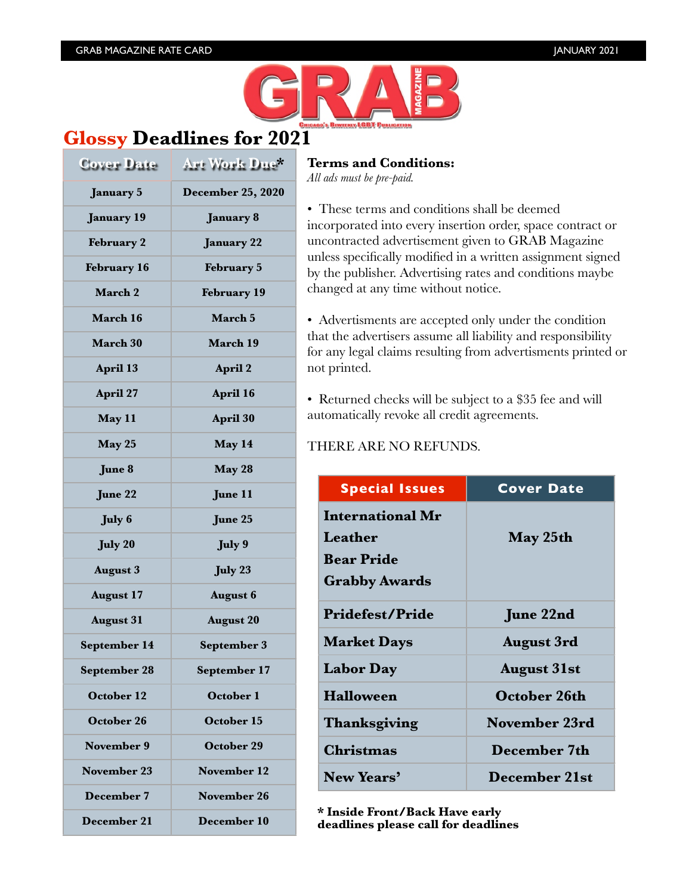GRAB MAGAZINE RATE CARD — JANUARY 2021

# GRAB MAGAZINE

Chicago's Biweekly LGBT Publication

## Glossy Deadlines for 2021

| Cover Date | Art Work Due* |
|---|---|
| January 5 | December 25, 2020 |
| January 19 | January 8 |
| February 2 | January 22 |
| February 16 | February 5 |
| March 2 | February 19 |
| March 16 | March 5 |
| March 30 | March 19 |
| April 13 | April 2 |
| April 27 | April 16 |
| May 11 | April 30 |
| May 25 | May 14 |
| June 8 | May 28 |
| June 22 | June 11 |
| July 6 | June 25 |
| July 20 | July 9 |
| August 3 | July 23 |
| August 17 | August 6 |
| August 31 | August 20 |
| September 14 | September 3 |
| September 28 | September 17 |
| October 12 | October 1 |
| October 26 | October 15 |
| November 9 | October 29 |
| November 23 | November 12 |
| December 7 | November 26 |
| December 21 | December 10 |

**Terms and Conditions:**
*All ads must be pre-paid.*

- These terms and conditions shall be deemed incorporated into every insertion order, space contract or uncontracted advertisement given to GRAB Magazine unless specifically modified in a written assignment signed by the publisher. Advertising rates and conditions maybe changed at any time without notice.

- Advertisments are accepted only under the condition that the advertisers assume all liability and responsibility for any legal claims resulting from advertisments printed or not printed.

- Returned checks will be subject to a $35 fee and will automatically revoke all credit agreements.

THERE ARE NO REFUNDS.

| Special Issues | Cover Date |
|---|---|
| International Mr Leather<br>Bear Pride<br>Grabby Awards | May 25th |
| Pridefest/Pride | June 22nd |
| Market Days | August 3rd |
| Labor Day | August 31st |
| Halloween | October 26th |
| Thanksgiving | November 23rd |
| Christmas | December 7th |
| New Years' | December 21st |

**\* Inside Front/Back Have early deadlines please call for deadlines**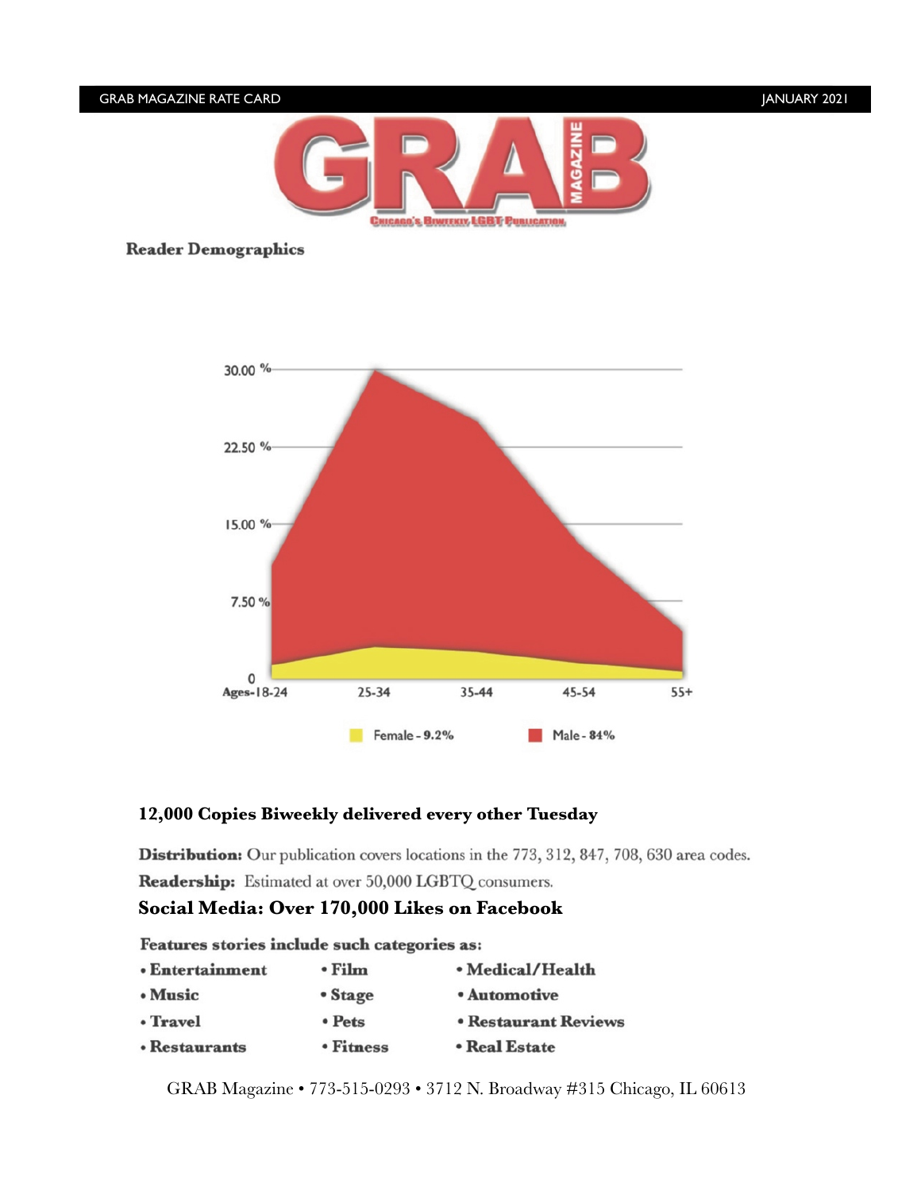GRAB MAGAZINE

CHICAGO'S BIWEEKLY LGBT PUBLICATION

## Reader Demographics

30.00 %
22.50 %
15.00 %
7.50 %
0
Ages-18-24
25-34
35-44
45-54
55+

Female - 9.2%
Male - 84%

**12,000 Copies Biweekly delivered every other Tuesday**

**Distribution:** Our publication covers locations in the 773, 312, 847, 708, 630 area codes.

**Readership:** Estimated at over 50,000 LGBTQ consumers.

**Social Media: Over 170,000 Likes on Facebook**

**Features stories include such categories as:**

- **Entertainment**
- **Music**
- **Travel**
- **Restaurants**
- **Film**
- **Stage**
- **Pets**
- **Fitness**
- **Medical/Health**
- **Automotive**
- **Restaurant Reviews**
- **Real Estate**

GRAB Magazine • 773-515-0293 • 3712 N. Broadway #315 Chicago, IL 60613